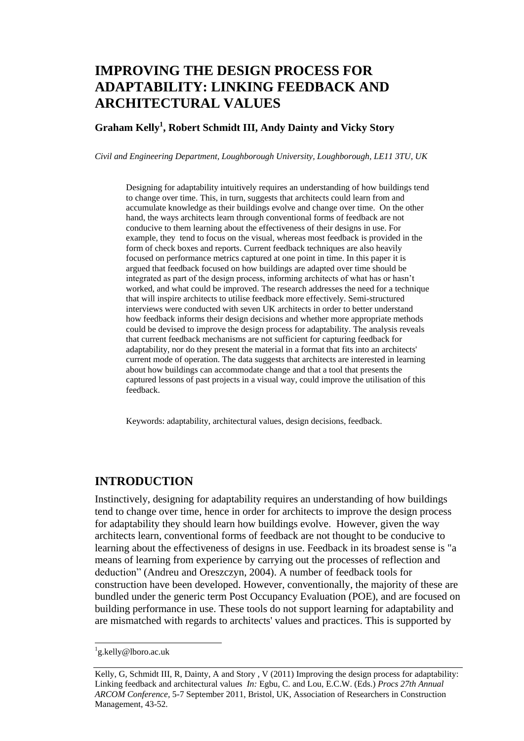# IMPROVING THE DESIGN PROCESS FOR ADAPTABILITY: LINKING FEEDBACK AND ARCHITECTURAL VALUES

**Graham Kelly[1], Robert Schmidt III, Andy Dainty and Vicky Story**

*Civil and Engineering Department, Loughborough University, Loughborough, LE11 3TU, UK*

Designing for adaptability intuitively requires an understanding of how buildings tend to change over time. This, in turn, suggests that architects could learn from and accumulate knowledge as their buildings evolve and change over time. On the other hand, the ways architects learn through conventional forms of feedback are not conducive to them learning about the effectiveness of their designs in use. For example, they tend to focus on the visual, whereas most feedback is provided in the form of check boxes and reports. Current feedback techniques are also heavily focused on performance metrics captured at one point in time. In this paper it is argued that feedback focused on how buildings are adapted over time should be integrated as part of the design process, informing architects of what has or hasn't worked, and what could be improved. The research addresses the need for a technique that will inspire architects to utilise feedback more effectively. Semi-structured interviews were conducted with seven UK architects in order to better understand how feedback informs their design decisions and whether more appropriate methods could be devised to improve the design process for adaptability. The analysis reveals that current feedback mechanisms are not sufficient for capturing feedback for adaptability, nor do they present the material in a format that fits into an architects' current mode of operation. The data suggests that architects are interested in learning about how buildings can accommodate change and that a tool that presents the captured lessons of past projects in a visual way, could improve the utilisation of this feedback.

Keywords: adaptability, architectural values, design decisions, feedback.

## INTRODUCTION

Instinctively, designing for adaptability requires an understanding of how buildings tend to change over time, hence in order for architects to improve the design process for adaptability they should learn how buildings evolve. However, given the way architects learn, conventional forms of feedback are not thought to be conducive to learning about the effectiveness of designs in use. Feedback in its broadest sense is "a means of learning from experience by carrying out the processes of reflection and deduction" (Andreu and Oreszczyn, 2004). A number of feedback tools for construction have been developed. However, conventionally, the majority of these are bundled under the generic term Post Occupancy Evaluation (POE), and are focused on building performance in use. These tools do not support learning for adaptability and are mismatched with regards to architects' values and practices. This is supported by

[1] g.kelly@lboro.ac.uk

Kelly, G, Schmidt III, R, Dainty, A and Story , V (2011) Improving the design process for adaptability: Linking feedback and architectural values *In:* Egbu, C. and Lou, E.C.W. (Eds.) *Procs 27th Annual ARCOM Conference*, 5-7 September 2011, Bristol, UK, Association of Researchers in Construction Management, 43-52.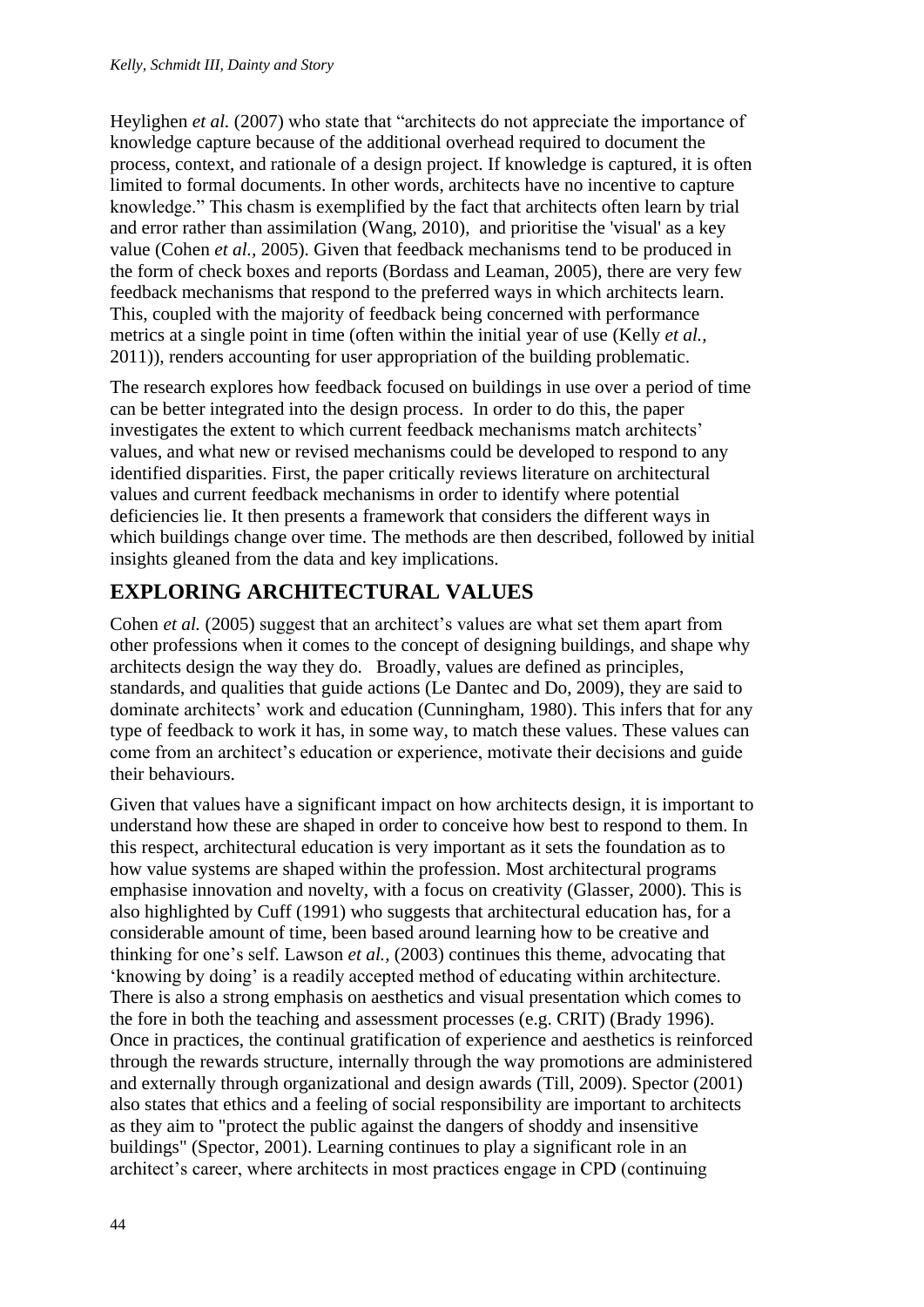Heylighen *et al.* (2007) who state that "architects do not appreciate the importance of knowledge capture because of the additional overhead required to document the process, context, and rationale of a design project. If knowledge is captured, it is often limited to formal documents. In other words, architects have no incentive to capture knowledge." This chasm is exemplified by the fact that architects often learn by trial and error rather than assimilation (Wang, 2010), and prioritise the 'visual' as a key value (Cohen *et al.*, 2005). Given that feedback mechanisms tend to be produced in the form of check boxes and reports (Bordass and Leaman, 2005), there are very few feedback mechanisms that respond to the preferred ways in which architects learn. This, coupled with the majority of feedback being concerned with performance metrics at a single point in time (often within the initial year of use (Kelly *et al.*, 2011)), renders accounting for user appropriation of the building problematic.

The research explores how feedback focused on buildings in use over a period of time can be better integrated into the design process. In order to do this, the paper investigates the extent to which current feedback mechanisms match architects' values, and what new or revised mechanisms could be developed to respond to any identified disparities. First, the paper critically reviews literature on architectural values and current feedback mechanisms in order to identify where potential deficiencies lie. It then presents a framework that considers the different ways in which buildings change over time. The methods are then described, followed by initial insights gleaned from the data and key implications.

## EXPLORING ARCHITECTURAL VALUES

Cohen *et al.* (2005) suggest that an architect's values are what set them apart from other professions when it comes to the concept of designing buildings, and shape why architects design the way they do. Broadly, values are defined as principles, standards, and qualities that guide actions (Le Dantec and Do, 2009), they are said to dominate architects' work and education (Cunningham, 1980). This infers that for any type of feedback to work it has, in some way, to match these values. These values can come from an architect's education or experience, motivate their decisions and guide their behaviours.

Given that values have a significant impact on how architects design, it is important to understand how these are shaped in order to conceive how best to respond to them. In this respect, architectural education is very important as it sets the foundation as to how value systems are shaped within the profession. Most architectural programs emphasise innovation and novelty, with a focus on creativity (Glasser, 2000). This is also highlighted by Cuff (1991) who suggests that architectural education has, for a considerable amount of time, been based around learning how to be creative and thinking for one's self. Lawson *et al.,* (2003) continues this theme, advocating that 'knowing by doing' is a readily accepted method of educating within architecture. There is also a strong emphasis on aesthetics and visual presentation which comes to the fore in both the teaching and assessment processes (e.g. CRIT) (Brady 1996). Once in practices, the continual gratification of experience and aesthetics is reinforced through the rewards structure, internally through the way promotions are administered and externally through organizational and design awards (Till, 2009). Spector (2001) also states that ethics and a feeling of social responsibility are important to architects as they aim to "protect the public against the dangers of shoddy and insensitive buildings" (Spector, 2001). Learning continues to play a significant role in an architect's career, where architects in most practices engage in CPD (continuing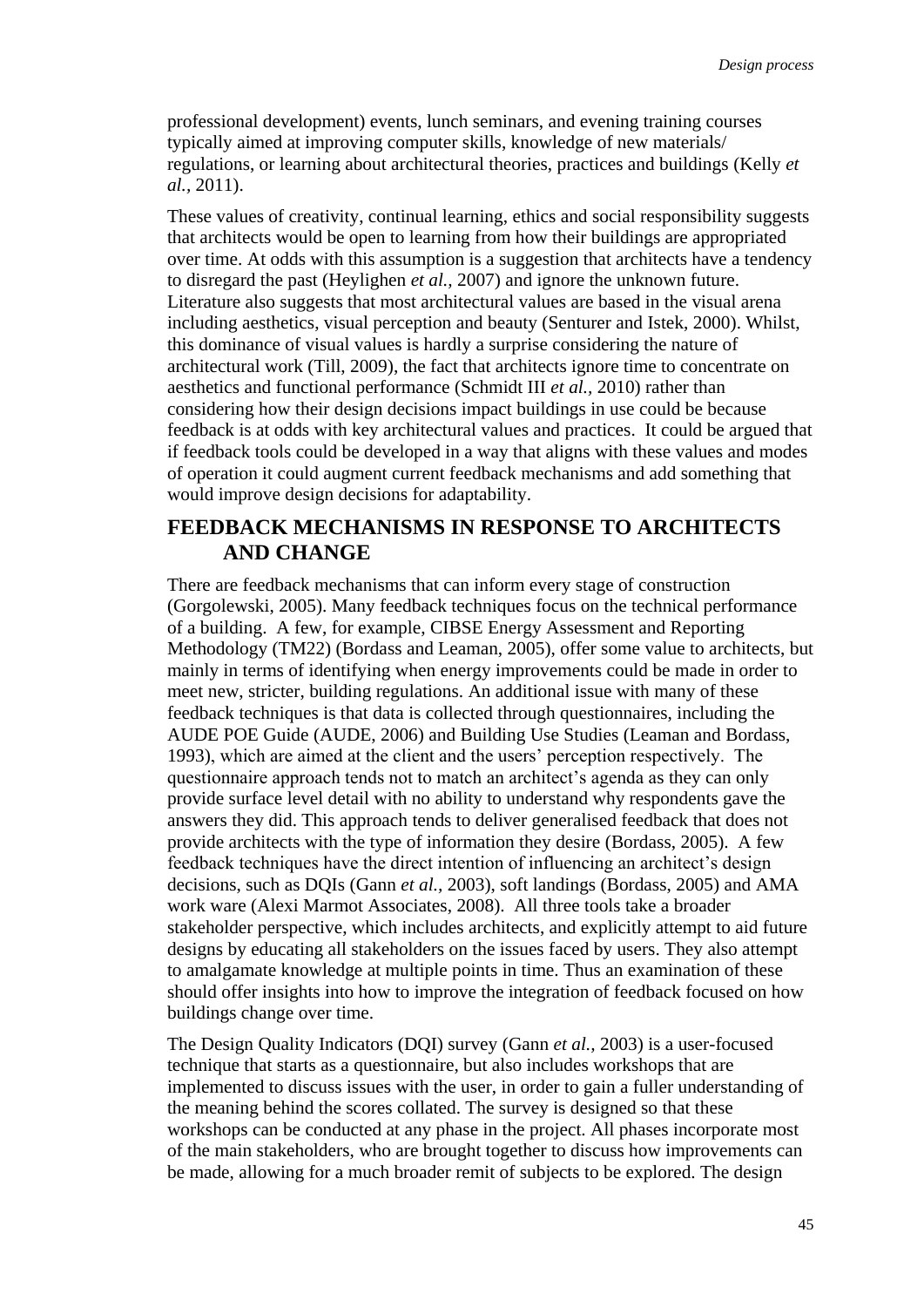professional development) events, lunch seminars, and evening training courses typically aimed at improving computer skills, knowledge of new materials/ regulations, or learning about architectural theories, practices and buildings (Kelly *et al.,* 2011).

These values of creativity, continual learning, ethics and social responsibility suggests that architects would be open to learning from how their buildings are appropriated over time. At odds with this assumption is a suggestion that architects have a tendency to disregard the past (Heylighen *et al.,* 2007) and ignore the unknown future. Literature also suggests that most architectural values are based in the visual arena including aesthetics, visual perception and beauty (Senturer and Istek, 2000). Whilst, this dominance of visual values is hardly a surprise considering the nature of architectural work (Till, 2009), the fact that architects ignore time to concentrate on aesthetics and functional performance (Schmidt III *et al.,* 2010) rather than considering how their design decisions impact buildings in use could be because feedback is at odds with key architectural values and practices. It could be argued that if feedback tools could be developed in a way that aligns with these values and modes of operation it could augment current feedback mechanisms and add something that would improve design decisions for adaptability.

## FEEDBACK MECHANISMS IN RESPONSE TO ARCHITECTS AND CHANGE

There are feedback mechanisms that can inform every stage of construction (Gorgolewski, 2005). Many feedback techniques focus on the technical performance of a building. A few, for example, CIBSE Energy Assessment and Reporting Methodology (TM22) (Bordass and Leaman, 2005), offer some value to architects, but mainly in terms of identifying when energy improvements could be made in order to meet new, stricter, building regulations. An additional issue with many of these feedback techniques is that data is collected through questionnaires, including the AUDE POE Guide (AUDE, 2006) and Building Use Studies (Leaman and Bordass, 1993), which are aimed at the client and the users' perception respectively. The questionnaire approach tends not to match an architect's agenda as they can only provide surface level detail with no ability to understand why respondents gave the answers they did. This approach tends to deliver generalised feedback that does not provide architects with the type of information they desire (Bordass, 2005). A few feedback techniques have the direct intention of influencing an architect's design decisions, such as DQIs (Gann *et al.,* 2003), soft landings (Bordass, 2005) and AMA work ware (Alexi Marmot Associates, 2008). All three tools take a broader stakeholder perspective, which includes architects, and explicitly attempt to aid future designs by educating all stakeholders on the issues faced by users. They also attempt to amalgamate knowledge at multiple points in time. Thus an examination of these should offer insights into how to improve the integration of feedback focused on how buildings change over time.

The Design Quality Indicators (DQI) survey (Gann *et al.,* 2003) is a user-focused technique that starts as a questionnaire, but also includes workshops that are implemented to discuss issues with the user, in order to gain a fuller understanding of the meaning behind the scores collated. The survey is designed so that these workshops can be conducted at any phase in the project. All phases incorporate most of the main stakeholders, who are brought together to discuss how improvements can be made, allowing for a much broader remit of subjects to be explored. The design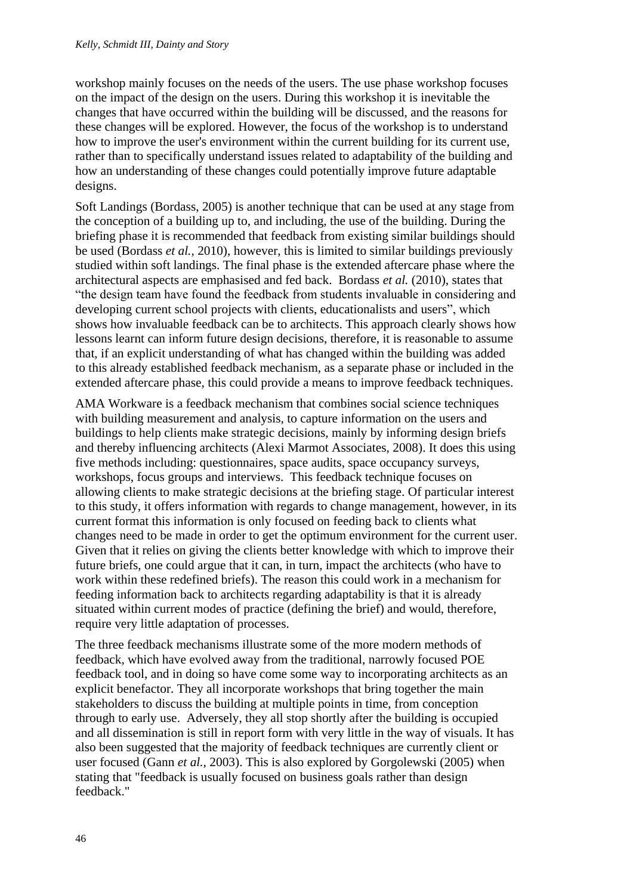workshop mainly focuses on the needs of the users. The use phase workshop focuses on the impact of the design on the users. During this workshop it is inevitable the changes that have occurred within the building will be discussed, and the reasons for these changes will be explored. However, the focus of the workshop is to understand how to improve the user's environment within the current building for its current use, rather than to specifically understand issues related to adaptability of the building and how an understanding of these changes could potentially improve future adaptable designs.

Soft Landings (Bordass, 2005) is another technique that can be used at any stage from the conception of a building up to, and including, the use of the building. During the briefing phase it is recommended that feedback from existing similar buildings should be used (Bordass *et al.*, 2010), however, this is limited to similar buildings previously studied within soft landings. The final phase is the extended aftercare phase where the architectural aspects are emphasised and fed back. Bordass *et al.* (2010), states that "the design team have found the feedback from students invaluable in considering and developing current school projects with clients, educationalists and users", which shows how invaluable feedback can be to architects. This approach clearly shows how lessons learnt can inform future design decisions, therefore, it is reasonable to assume that, if an explicit understanding of what has changed within the building was added to this already established feedback mechanism, as a separate phase or included in the extended aftercare phase, this could provide a means to improve feedback techniques.

AMA Workware is a feedback mechanism that combines social science techniques with building measurement and analysis, to capture information on the users and buildings to help clients make strategic decisions, mainly by informing design briefs and thereby influencing architects (Alexi Marmot Associates, 2008). It does this using five methods including: questionnaires, space audits, space occupancy surveys, workshops, focus groups and interviews. This feedback technique focuses on allowing clients to make strategic decisions at the briefing stage. Of particular interest to this study, it offers information with regards to change management, however, in its current format this information is only focused on feeding back to clients what changes need to be made in order to get the optimum environment for the current user. Given that it relies on giving the clients better knowledge with which to improve their future briefs, one could argue that it can, in turn, impact the architects (who have to work within these redefined briefs). The reason this could work in a mechanism for feeding information back to architects regarding adaptability is that it is already situated within current modes of practice (defining the brief) and would, therefore, require very little adaptation of processes.

The three feedback mechanisms illustrate some of the more modern methods of feedback, which have evolved away from the traditional, narrowly focused POE feedback tool, and in doing so have come some way to incorporating architects as an explicit benefactor. They all incorporate workshops that bring together the main stakeholders to discuss the building at multiple points in time, from conception through to early use. Adversely, they all stop shortly after the building is occupied and all dissemination is still in report form with very little in the way of visuals. It has also been suggested that the majority of feedback techniques are currently client or user focused (Gann *et al.*, 2003). This is also explored by Gorgolewski (2005) when stating that "feedback is usually focused on business goals rather than design feedback."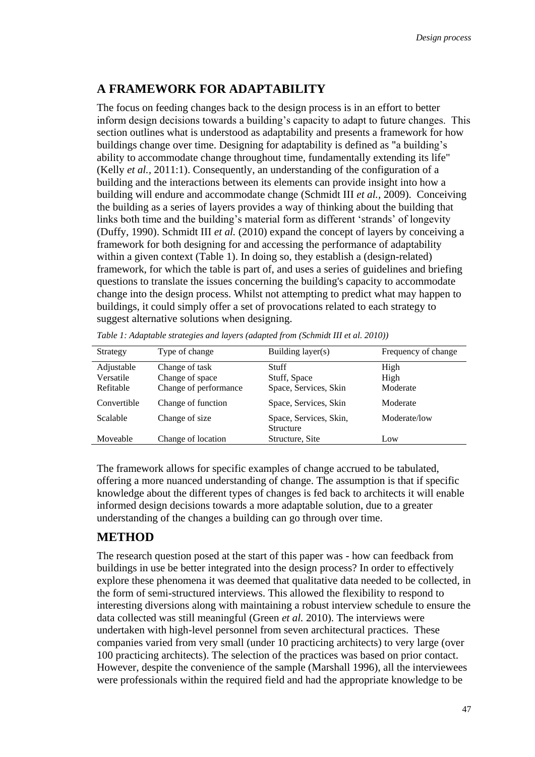## A FRAMEWORK FOR ADAPTABILITY

The focus on feeding changes back to the design process is in an effort to better inform design decisions towards a building's capacity to adapt to future changes. This section outlines what is understood as adaptability and presents a framework for how buildings change over time. Designing for adaptability is defined as "a building's ability to accommodate change throughout time, fundamentally extending its life" (Kelly *et al.,* 2011:1). Consequently, an understanding of the configuration of a building and the interactions between its elements can provide insight into how a building will endure and accommodate change (Schmidt III *et al.,* 2009). Conceiving the building as a series of layers provides a way of thinking about the building that links both time and the building's material form as different 'strands' of longevity (Duffy, 1990). Schmidt III *et al.* (2010) expand the concept of layers by conceiving a framework for both designing for and accessing the performance of adaptability within a given context (Table 1). In doing so, they establish a (design-related) framework, for which the table is part of, and uses a series of guidelines and briefing questions to translate the issues concerning the building's capacity to accommodate change into the design process. Whilst not attempting to predict what may happen to buildings, it could simply offer a set of provocations related to each strategy to suggest alternative solutions when designing.

*Table 1: Adaptable strategies and layers (adapted from (Schmidt III et al. 2010))*

| Strategy | Type of change | Building layer(s) | Frequency of change |
|---|---|---|---|
| Adjustable | Change of task | Stuff | High |
| Versatile | Change of space | Stuff, Space | High |
| Refitable | Change of performance | Space, Services, Skin | Moderate |
| Convertible | Change of function | Space, Services, Skin | Moderate |
| Scalable | Change of size | Space, Services, Skin, Structure | Moderate/low |
| Moveable | Change of location | Structure, Site | Low |

The framework allows for specific examples of change accrued to be tabulated, offering a more nuanced understanding of change. The assumption is that if specific knowledge about the different types of changes is fed back to architects it will enable informed design decisions towards a more adaptable solution, due to a greater understanding of the changes a building can go through over time.

## METHOD

The research question posed at the start of this paper was - how can feedback from buildings in use be better integrated into the design process? In order to effectively explore these phenomena it was deemed that qualitative data needed to be collected, in the form of semi-structured interviews. This allowed the flexibility to respond to interesting diversions along with maintaining a robust interview schedule to ensure the data collected was still meaningful (Green *et al.* 2010). The interviews were undertaken with high-level personnel from seven architectural practices. These companies varied from very small (under 10 practicing architects) to very large (over 100 practicing architects). The selection of the practices was based on prior contact. However, despite the convenience of the sample (Marshall 1996), all the interviewees were professionals within the required field and had the appropriate knowledge to be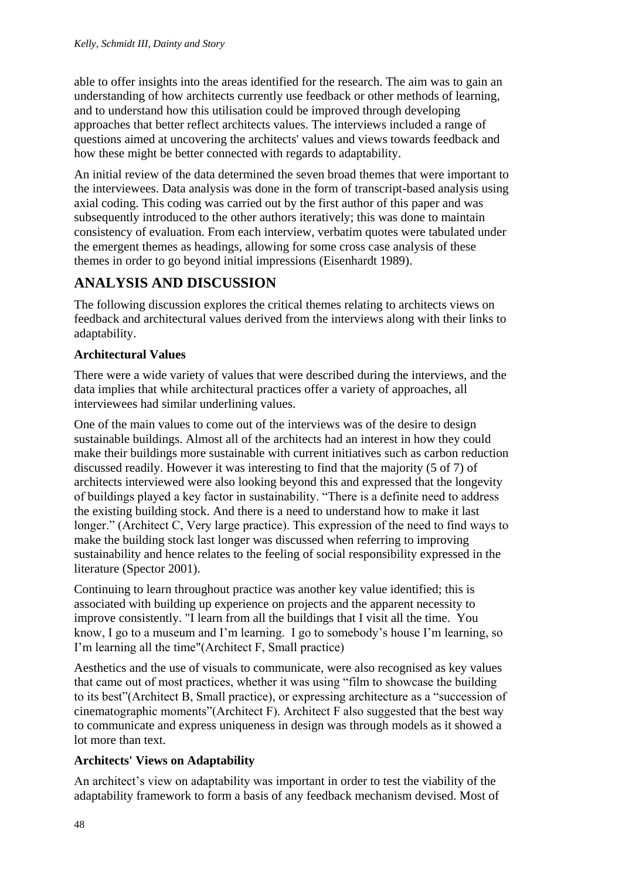able to offer insights into the areas identified for the research. The aim was to gain an understanding of how architects currently use feedback or other methods of learning, and to understand how this utilisation could be improved through developing approaches that better reflect architects values. The interviews included a range of questions aimed at uncovering the architects' values and views towards feedback and how these might be better connected with regards to adaptability.

An initial review of the data determined the seven broad themes that were important to the interviewees. Data analysis was done in the form of transcript-based analysis using axial coding. This coding was carried out by the first author of this paper and was subsequently introduced to the other authors iteratively; this was done to maintain consistency of evaluation. From each interview, verbatim quotes were tabulated under the emergent themes as headings, allowing for some cross case analysis of these themes in order to go beyond initial impressions (Eisenhardt 1989).

## ANALYSIS AND DISCUSSION

The following discussion explores the critical themes relating to architects views on feedback and architectural values derived from the interviews along with their links to adaptability.

### Architectural Values

There were a wide variety of values that were described during the interviews, and the data implies that while architectural practices offer a variety of approaches, all interviewees had similar underlining values.

One of the main values to come out of the interviews was of the desire to design sustainable buildings. Almost all of the architects had an interest in how they could make their buildings more sustainable with current initiatives such as carbon reduction discussed readily. However it was interesting to find that the majority (5 of 7) of architects interviewed were also looking beyond this and expressed that the longevity of buildings played a key factor in sustainability. "There is a definite need to address the existing building stock. And there is a need to understand how to make it last longer." (Architect C, Very large practice). This expression of the need to find ways to make the building stock last longer was discussed when referring to improving sustainability and hence relates to the feeling of social responsibility expressed in the literature (Spector 2001).

Continuing to learn throughout practice was another key value identified; this is associated with building up experience on projects and the apparent necessity to improve consistently. "I learn from all the buildings that I visit all the time. You know, I go to a museum and I'm learning. I go to somebody's house I'm learning, so I'm learning all the time"(Architect F, Small practice)

Aesthetics and the use of visuals to communicate, were also recognised as key values that came out of most practices, whether it was using "film to showcase the building to its best"(Architect B, Small practice), or expressing architecture as a "succession of cinematographic moments"(Architect F). Architect F also suggested that the best way to communicate and express uniqueness in design was through models as it showed a lot more than text.

### Architects' Views on Adaptability

An architect's view on adaptability was important in order to test the viability of the adaptability framework to form a basis of any feedback mechanism devised. Most of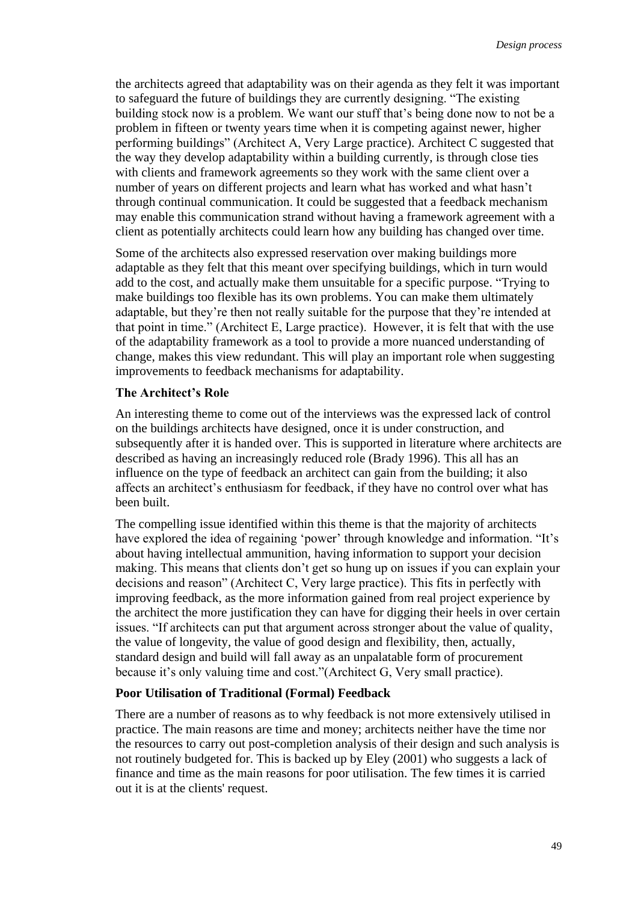the architects agreed that adaptability was on their agenda as they felt it was important to safeguard the future of buildings they are currently designing. "The existing building stock now is a problem. We want our stuff that's being done now to not be a problem in fifteen or twenty years time when it is competing against newer, higher performing buildings" (Architect A, Very Large practice). Architect C suggested that the way they develop adaptability within a building currently, is through close ties with clients and framework agreements so they work with the same client over a number of years on different projects and learn what has worked and what hasn't through continual communication. It could be suggested that a feedback mechanism may enable this communication strand without having a framework agreement with a client as potentially architects could learn how any building has changed over time.

Some of the architects also expressed reservation over making buildings more adaptable as they felt that this meant over specifying buildings, which in turn would add to the cost, and actually make them unsuitable for a specific purpose. "Trying to make buildings too flexible has its own problems. You can make them ultimately adaptable, but they're then not really suitable for the purpose that they're intended at that point in time." (Architect E, Large practice). However, it is felt that with the use of the adaptability framework as a tool to provide a more nuanced understanding of change, makes this view redundant. This will play an important role when suggesting improvements to feedback mechanisms for adaptability.

**The Architect's Role**

An interesting theme to come out of the interviews was the expressed lack of control on the buildings architects have designed, once it is under construction, and subsequently after it is handed over. This is supported in literature where architects are described as having an increasingly reduced role (Brady 1996). This all has an influence on the type of feedback an architect can gain from the building; it also affects an architect's enthusiasm for feedback, if they have no control over what has been built.

The compelling issue identified within this theme is that the majority of architects have explored the idea of regaining 'power' through knowledge and information. "It's about having intellectual ammunition, having information to support your decision making. This means that clients don't get so hung up on issues if you can explain your decisions and reason" (Architect C, Very large practice). This fits in perfectly with improving feedback, as the more information gained from real project experience by the architect the more justification they can have for digging their heels in over certain issues. "If architects can put that argument across stronger about the value of quality, the value of longevity, the value of good design and flexibility, then, actually, standard design and build will fall away as an unpalatable form of procurement because it's only valuing time and cost."(Architect G, Very small practice).

**Poor Utilisation of Traditional (Formal) Feedback**

There are a number of reasons as to why feedback is not more extensively utilised in practice. The main reasons are time and money; architects neither have the time nor the resources to carry out post-completion analysis of their design and such analysis is not routinely budgeted for. This is backed up by Eley (2001) who suggests a lack of finance and time as the main reasons for poor utilisation. The few times it is carried out it is at the clients' request.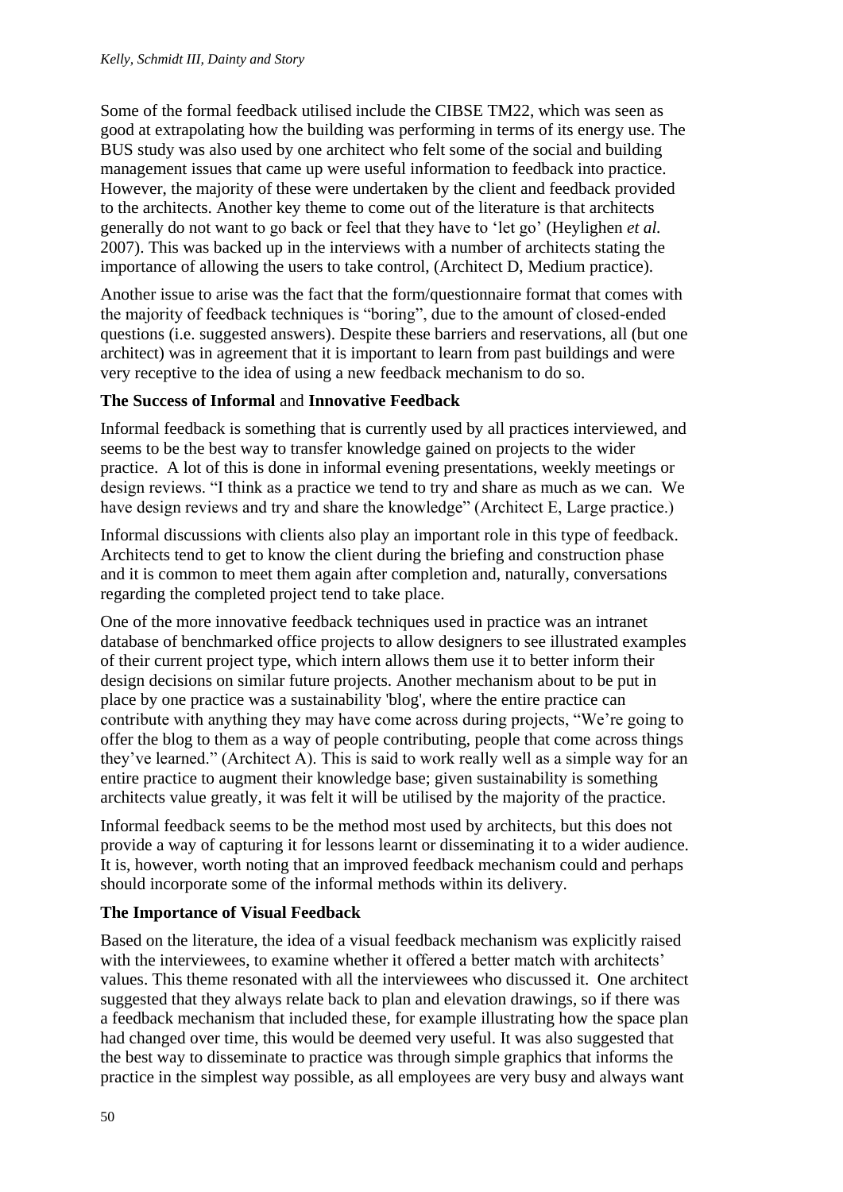Some of the formal feedback utilised include the CIBSE TM22, which was seen as good at extrapolating how the building was performing in terms of its energy use. The BUS study was also used by one architect who felt some of the social and building management issues that came up were useful information to feedback into practice. However, the majority of these were undertaken by the client and feedback provided to the architects. Another key theme to come out of the literature is that architects generally do not want to go back or feel that they have to 'let go' (Heylighen *et al.* 2007). This was backed up in the interviews with a number of architects stating the importance of allowing the users to take control, (Architect D, Medium practice).

Another issue to arise was the fact that the form/questionnaire format that comes with the majority of feedback techniques is "boring", due to the amount of closed-ended questions (i.e. suggested answers). Despite these barriers and reservations, all (but one architect) was in agreement that it is important to learn from past buildings and were very receptive to the idea of using a new feedback mechanism to do so.

**The Success of Informal and Innovative Feedback**

Informal feedback is something that is currently used by all practices interviewed, and seems to be the best way to transfer knowledge gained on projects to the wider practice. A lot of this is done in informal evening presentations, weekly meetings or design reviews. "I think as a practice we tend to try and share as much as we can. We have design reviews and try and share the knowledge" (Architect E, Large practice.)

Informal discussions with clients also play an important role in this type of feedback. Architects tend to get to know the client during the briefing and construction phase and it is common to meet them again after completion and, naturally, conversations regarding the completed project tend to take place.

One of the more innovative feedback techniques used in practice was an intranet database of benchmarked office projects to allow designers to see illustrated examples of their current project type, which intern allows them use it to better inform their design decisions on similar future projects. Another mechanism about to be put in place by one practice was a sustainability 'blog', where the entire practice can contribute with anything they may have come across during projects, "We're going to offer the blog to them as a way of people contributing, people that come across things they've learned." (Architect A). This is said to work really well as a simple way for an entire practice to augment their knowledge base; given sustainability is something architects value greatly, it was felt it will be utilised by the majority of the practice.

Informal feedback seems to be the method most used by architects, but this does not provide a way of capturing it for lessons learnt or disseminating it to a wider audience. It is, however, worth noting that an improved feedback mechanism could and perhaps should incorporate some of the informal methods within its delivery.

**The Importance of Visual Feedback**

Based on the literature, the idea of a visual feedback mechanism was explicitly raised with the interviewees, to examine whether it offered a better match with architects' values. This theme resonated with all the interviewees who discussed it. One architect suggested that they always relate back to plan and elevation drawings, so if there was a feedback mechanism that included these, for example illustrating how the space plan had changed over time, this would be deemed very useful. It was also suggested that the best way to disseminate to practice was through simple graphics that informs the practice in the simplest way possible, as all employees are very busy and always want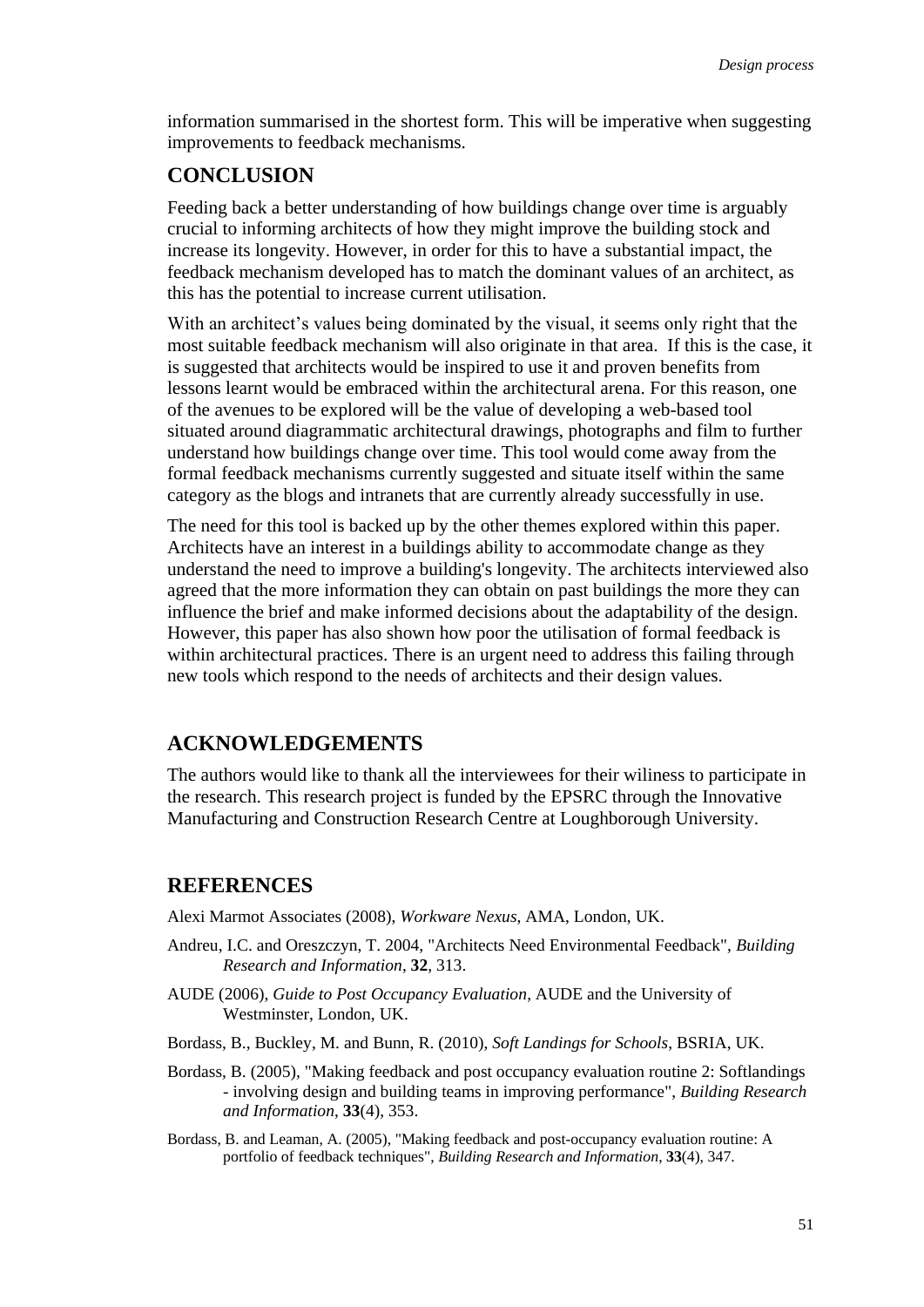information summarised in the shortest form. This will be imperative when suggesting improvements to feedback mechanisms.

## CONCLUSION

Feeding back a better understanding of how buildings change over time is arguably crucial to informing architects of how they might improve the building stock and increase its longevity. However, in order for this to have a substantial impact, the feedback mechanism developed has to match the dominant values of an architect, as this has the potential to increase current utilisation.

With an architect's values being dominated by the visual, it seems only right that the most suitable feedback mechanism will also originate in that area. If this is the case, it is suggested that architects would be inspired to use it and proven benefits from lessons learnt would be embraced within the architectural arena. For this reason, one of the avenues to be explored will be the value of developing a web-based tool situated around diagrammatic architectural drawings, photographs and film to further understand how buildings change over time. This tool would come away from the formal feedback mechanisms currently suggested and situate itself within the same category as the blogs and intranets that are currently already successfully in use.

The need for this tool is backed up by the other themes explored within this paper. Architects have an interest in a buildings ability to accommodate change as they understand the need to improve a building's longevity. The architects interviewed also agreed that the more information they can obtain on past buildings the more they can influence the brief and make informed decisions about the adaptability of the design. However, this paper has also shown how poor the utilisation of formal feedback is within architectural practices. There is an urgent need to address this failing through new tools which respond to the needs of architects and their design values.

## ACKNOWLEDGEMENTS

The authors would like to thank all the interviewees for their wiliness to participate in the research. This research project is funded by the EPSRC through the Innovative Manufacturing and Construction Research Centre at Loughborough University.

## REFERENCES

Alexi Marmot Associates (2008), *Workware Nexus*, AMA, London, UK.

Andreu, I.C. and Oreszczyn, T. 2004, "Architects Need Environmental Feedback", *Building Research and Information*, **32**, 313.

AUDE (2006), *Guide to Post Occupancy Evaluation*, AUDE and the University of Westminster, London, UK.

Bordass, B., Buckley, M. and Bunn, R. (2010), *Soft Landings for Schools*, BSRIA, UK.

Bordass, B. (2005), "Making feedback and post occupancy evaluation routine 2: Softlandings - involving design and building teams in improving performance", *Building Research and Information*, **33**(4), 353.

Bordass, B. and Leaman, A. (2005), "Making feedback and post-occupancy evaluation routine: A portfolio of feedback techniques", *Building Research and Information*, **33**(4), 347.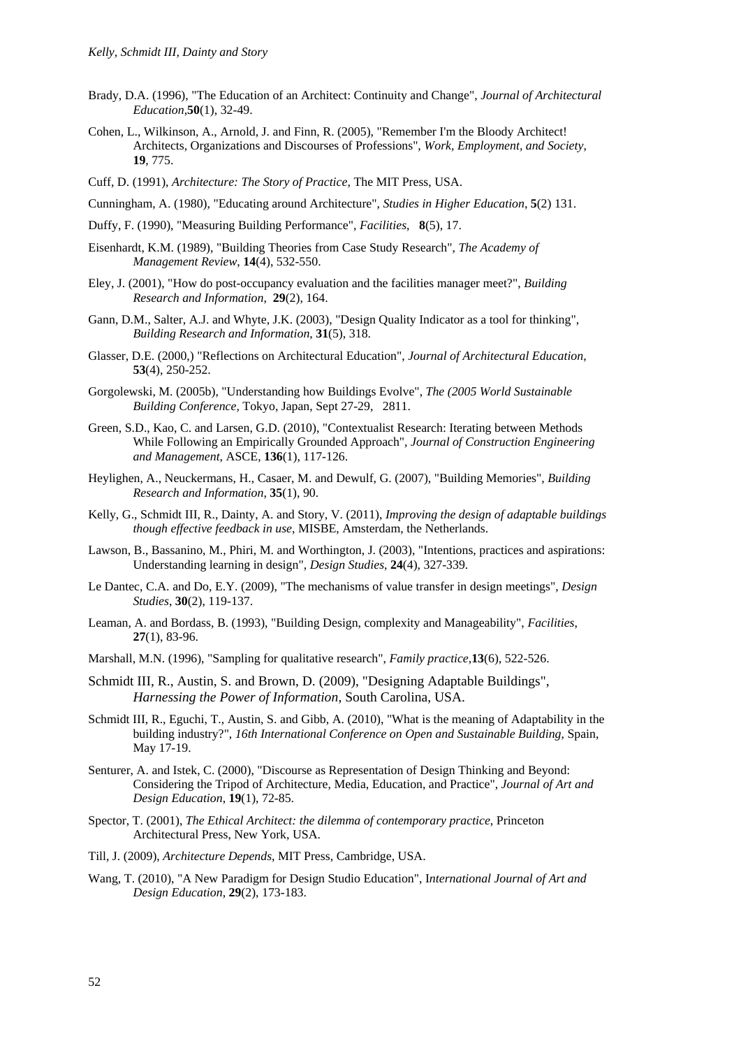Brady, D.A. (1996), "The Education of an Architect: Continuity and Change", *Journal of Architectural Education*,**50**(1), 32-49.

Cohen, L., Wilkinson, A., Arnold, J. and Finn, R. (2005), "Remember I'm the Bloody Architect! Architects, Organizations and Discourses of Professions", *Work, Employment, and Society*, **19**, 775.

Cuff, D. (1991), *Architecture: The Story of Practice*, The MIT Press, USA.

Cunningham, A. (1980), "Educating around Architecture", *Studies in Higher Education*, **5**(2) 131.

Duffy, F. (1990), "Measuring Building Performance", *Facilities*, **8**(5), 17.

Eisenhardt, K.M. (1989), "Building Theories from Case Study Research", *The Academy of Management Review*, **14**(4), 532-550.

Eley, J. (2001), "How do post-occupancy evaluation and the facilities manager meet?", *Building Research and Information,* **29**(2), 164.

Gann, D.M., Salter, A.J. and Whyte, J.K. (2003), "Design Quality Indicator as a tool for thinking", *Building Research and Information*, **31**(5), 318.

Glasser, D.E. (2000,) "Reflections on Architectural Education", *Journal of Architectural Education*, **53**(4), 250-252.

Gorgolewski, M. (2005b), "Understanding how Buildings Evolve", *The (2005 World Sustainable Building Conference*, Tokyo, Japan, Sept 27-29, 2811.

Green, S.D., Kao, C. and Larsen, G.D. (2010), "Contextualist Research: Iterating between Methods While Following an Empirically Grounded Approach", *Journal of Construction Engineering and Management*, ASCE, **136**(1), 117-126.

Heylighen, A., Neuckermans, H., Casaer, M. and Dewulf, G. (2007), "Building Memories", *Building Research and Information*, **35**(1), 90.

Kelly, G., Schmidt III, R., Dainty, A. and Story, V. (2011), *Improving the design of adaptable buildings though effective feedback in use*, MISBE, Amsterdam, the Netherlands.

Lawson, B., Bassanino, M., Phiri, M. and Worthington, J. (2003), "Intentions, practices and aspirations: Understanding learning in design", *Design Studies*, **24**(4), 327-339.

Le Dantec, C.A. and Do, E.Y. (2009), "The mechanisms of value transfer in design meetings", *Design Studies*, **30**(2), 119-137.

Leaman, A. and Bordass, B. (1993), "Building Design, complexity and Manageability", *Facilities*, **27**(1), 83-96.

Marshall, M.N. (1996), "Sampling for qualitative research", *Family practice*,**13**(6), 522-526.

Schmidt III, R., Austin, S. and Brown, D. (2009), "Designing Adaptable Buildings", *Harnessing the Power of Information*, South Carolina, USA.

Schmidt III, R., Eguchi, T., Austin, S. and Gibb, A. (2010), "What is the meaning of Adaptability in the building industry?", *16th International Conference on Open and Sustainable Building*, Spain, May 17-19.

Senturer, A. and Istek, C. (2000), "Discourse as Representation of Design Thinking and Beyond: Considering the Tripod of Architecture, Media, Education, and Practice", *Journal of Art and Design Education*, **19**(1), 72-85.

Spector, T. (2001), *The Ethical Architect: the dilemma of contemporary practice*, Princeton Architectural Press, New York, USA.

Till, J. (2009), *Architecture Depends*, MIT Press, Cambridge, USA.

Wang, T. (2010), "A New Paradigm for Design Studio Education", I*nternational Journal of Art and Design Education*, **29**(2), 173-183.